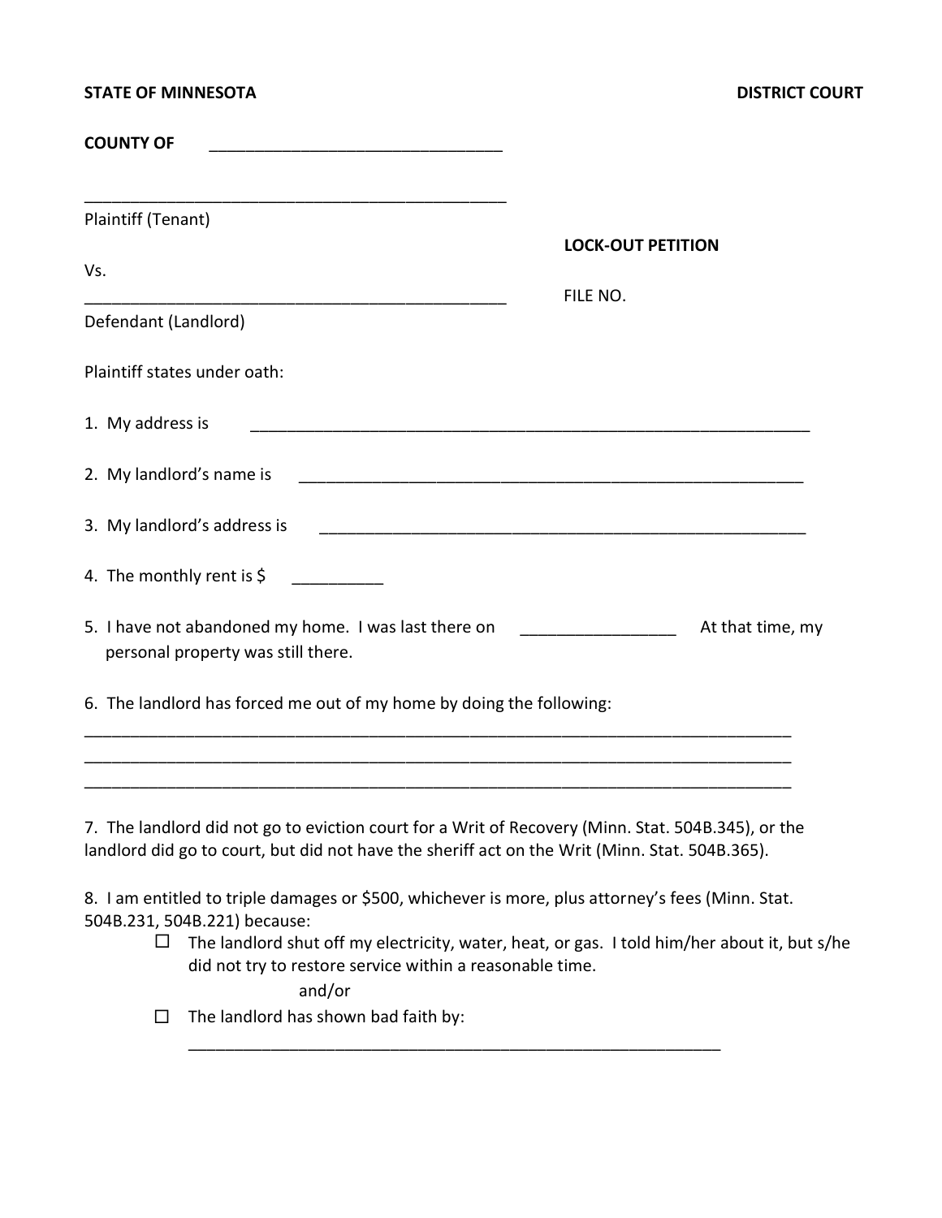**STATE OF MINNESOTA** **DISTRICT COURT**

**COUNTY OF** ________________________________

_______________________________________________
Plaintiff (Tenant)

**LOCK-OUT PETITION**

Vs.

_______________________________________________
Defendant (Landlord)

FILE NO.

Plaintiff states under oath:

1. My address is _______________________________________________________________

2. My landlord's name is _________________________________________________________

3. My landlord's address is _______________________________________________________

4. The monthly rent is $ __________

5. I have not abandoned my home. I was last there on _________________ At that time, my personal property was still there.

6. The landlord has forced me out of my home by doing the following:
_______________________________________________________________________________
_______________________________________________________________________________
_______________________________________________________________________________

7. The landlord did not go to eviction court for a Writ of Recovery (Minn. Stat. 504B.345), or the landlord did go to court, but did not have the sheriff act on the Writ (Minn. Stat. 504B.365).

8. I am entitled to triple damages or $500, whichever is more, plus attorney's fees (Minn. Stat. 504B.231, 504B.221) because:

- ☐ The landlord shut off my electricity, water, heat, or gas. I told him/her about it, but s/he did not try to restore service within a reasonable time.

  and/or

- ☐ The landlord has shown bad faith by:
  ____________________________________________________________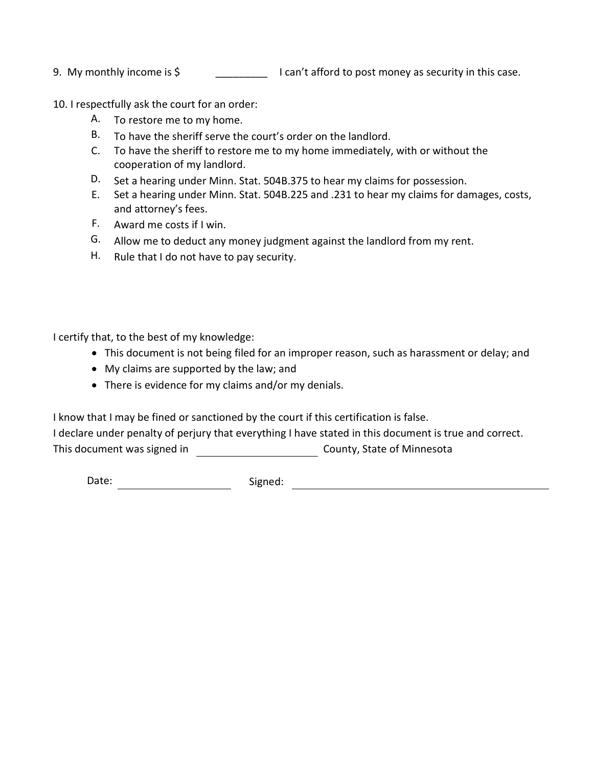9. My monthly income is $ _________ I can't afford to post money as security in this case.

10. I respectfully ask the court for an order:

   A. To restore me to my home.
   B. To have the sheriff serve the court's order on the landlord.
   C. To have the sheriff to restore me to my home immediately, with or without the cooperation of my landlord.
   D. Set a hearing under Minn. Stat. 504B.375 to hear my claims for possession.
   E. Set a hearing under Minn. Stat. 504B.225 and .231 to hear my claims for damages, costs, and attorney's fees.
   F. Award me costs if I win.
   G. Allow me to deduct any money judgment against the landlord from my rent.
   H. Rule that I do not have to pay security.

I certify that, to the best of my knowledge:

- This document is not being filed for an improper reason, such as harassment or delay; and
- My claims are supported by the law; and
- There is evidence for my claims and/or my denials.

I know that I may be fined or sanctioned by the court if this certification is false.
I declare under penalty of perjury that everything I have stated in this document is true and correct.
This document was signed in ____________________ County, State of Minnesota

Date: ___________________ Signed: ______________________________________________